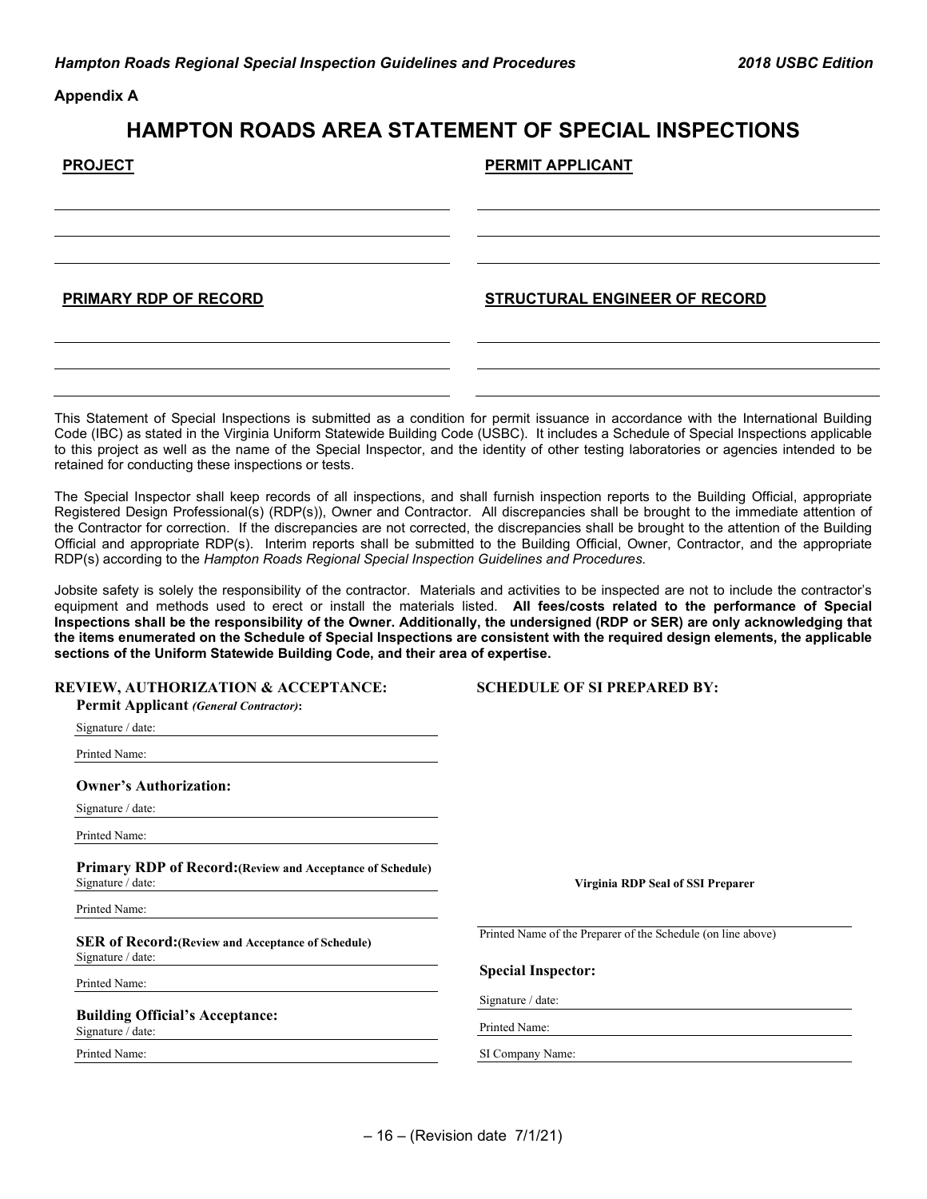**Appendix A**

# HAMPTON ROADS AREA STATEMENT OF SPECIAL INSPECTIONS

**PROJECT**

**PERMIT APPLICANT**

**PRIMARY RDP OF RECORD**

**STRUCTURAL ENGINEER OF RECORD**

This Statement of Special Inspections is submitted as a condition for permit issuance in accordance with the International Building Code (IBC) as stated in the Virginia Uniform Statewide Building Code (USBC). It includes a Schedule of Special Inspections applicable to this project as well as the name of the Special Inspector, and the identity of other testing laboratories or agencies intended to be retained for conducting these inspections or tests.

The Special Inspector shall keep records of all inspections, and shall furnish inspection reports to the Building Official, appropriate Registered Design Professional(s) (RDP(s)), Owner and Contractor. All discrepancies shall be brought to the immediate attention of the Contractor for correction. If the discrepancies are not corrected, the discrepancies shall be brought to the attention of the Building Official and appropriate RDP(s). Interim reports shall be submitted to the Building Official, Owner, Contractor, and the appropriate RDP(s) according to the *Hampton Roads Regional Special Inspection Guidelines and Procedures*.

Jobsite safety is solely the responsibility of the contractor. Materials and activities to be inspected are not to include the contractor's equipment and methods used to erect or install the materials listed. **All fees/costs related to the performance of Special Inspections shall be the responsibility of the Owner. Additionally, the undersigned (RDP or SER) are only acknowledging that the items enumerated on the Schedule of Special Inspections are consistent with the required design elements, the applicable sections of the Uniform Statewide Building Code, and their area of expertise.**

**REVIEW, AUTHORIZATION & ACCEPTANCE:**

**Permit Applicant** ***(General Contractor)*****:**

Signature / date:

Printed Name:

**Owner's Authorization:**

Signature / date:

Printed Name:

**Primary RDP of Record:(Review and Acceptance of Schedule)**

Signature / date:

Printed Name:

**SER of Record:(Review and Acceptance of Schedule)**

Signature / date:

Printed Name:

**Building Official's Acceptance:**

Signature / date:

Printed Name:

**SCHEDULE OF SI PREPARED BY:**

**Virginia RDP Seal of SSI Preparer**

Printed Name of the Preparer of the Schedule (on line above)

**Special Inspector:**

Signature / date:

Printed Name:

SI Company Name: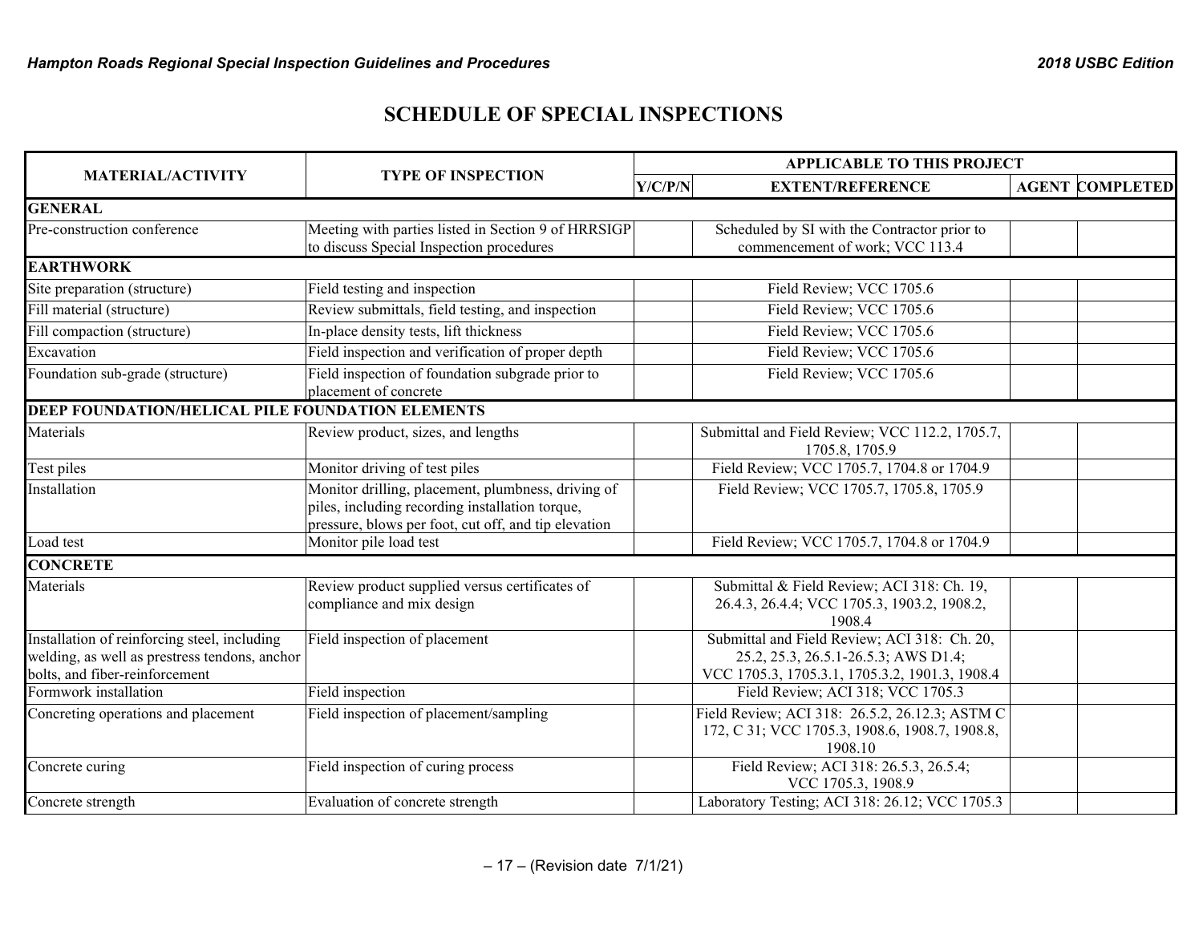# SCHEDULE OF SPECIAL INSPECTIONS

| MATERIAL/ACTIVITY | TYPE OF INSPECTION | APPLICABLE TO THIS PROJECT | | | |
|---|---|---|---|---|---|
| | | Y/C/P/N | EXTENT/REFERENCE | AGENT | COMPLETED |
| **GENERAL** | | | | | |
| Pre-construction conference | Meeting with parties listed in Section 9 of HRRSIGP to discuss Special Inspection procedures | | Scheduled by SI with the Contractor prior to commencement of work; VCC 113.4 | | |
| **EARTHWORK** | | | | | |
| Site preparation (structure) | Field testing and inspection | | Field Review; VCC 1705.6 | | |
| Fill material (structure) | Review submittals, field testing, and inspection | | Field Review; VCC 1705.6 | | |
| Fill compaction (structure) | In-place density tests, lift thickness | | Field Review; VCC 1705.6 | | |
| Excavation | Field inspection and verification of proper depth | | Field Review; VCC 1705.6 | | |
| Foundation sub-grade (structure) | Field inspection of foundation subgrade prior to placement of concrete | | Field Review; VCC 1705.6 | | |
| **DEEP FOUNDATION/HELICAL PILE FOUNDATION ELEMENTS** | | | | | |
| Materials | Review product, sizes, and lengths | | Submittal and Field Review; VCC 112.2, 1705.7, 1705.8, 1705.9 | | |
| Test piles | Monitor driving of test piles | | Field Review; VCC 1705.7, 1704.8 or 1704.9 | | |
| Installation | Monitor drilling, placement, plumbness, driving of piles, including recording installation torque, pressure, blows per foot, cut off, and tip elevation | | Field Review; VCC 1705.7, 1705.8, 1705.9 | | |
| Load test | Monitor pile load test | | Field Review; VCC 1705.7, 1704.8 or 1704.9 | | |
| **CONCRETE** | | | | | |
| Materials | Review product supplied versus certificates of compliance and mix design | | Submittal & Field Review; ACI 318: Ch. 19, 26.4.3, 26.4.4; VCC 1705.3, 1903.2, 1908.2, 1908.4 | | |
| Installation of reinforcing steel, including welding, as well as prestress tendons, anchor bolts, and fiber-reinforcement | Field inspection of placement | | Submittal and Field Review; ACI 318: Ch. 20, 25.2, 25.3, 26.5.1-26.5.3; AWS D1.4; VCC 1705.3, 1705.3.1, 1705.3.2, 1901.3, 1908.4 | | |
| Formwork installation | Field inspection | | Field Review; ACI 318; VCC 1705.3 | | |
| Concreting operations and placement | Field inspection of placement/sampling | | Field Review; ACI 318: 26.5.2, 26.12.3; ASTM C 172, C 31; VCC 1705.3, 1908.6, 1908.7, 1908.8, 1908.10 | | |
| Concrete curing | Field inspection of curing process | | Field Review; ACI 318: 26.5.3, 26.5.4; VCC 1705.3, 1908.9 | | |
| Concrete strength | Evaluation of concrete strength | | Laboratory Testing; ACI 318: 26.12; VCC 1705.3 | | |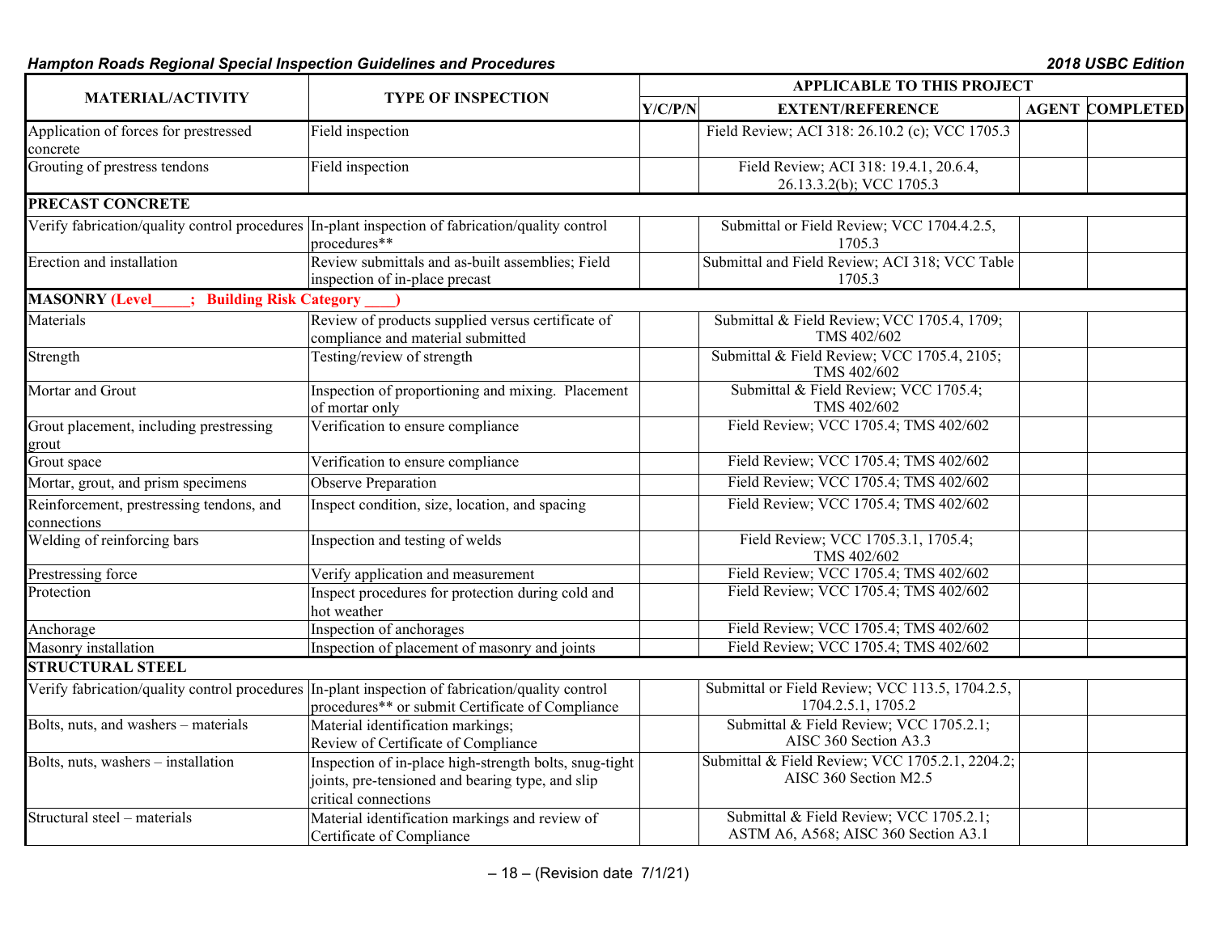| MATERIAL/ACTIVITY | TYPE OF INSPECTION | APPLICABLE TO THIS PROJECT | | | |
|---|---|---|---|---|---|
| | | Y/C/P/N | EXTENT/REFERENCE | AGENT | COMPLETED |
| Application of forces for prestressed concrete | Field inspection | | Field Review; ACI 318: 26.10.2 (c); VCC 1705.3 | | |
| Grouting of prestress tendons | Field inspection | | Field Review; ACI 318: 19.4.1, 20.6.4, 26.13.3.2(b); VCC 1705.3 | | |
| **PRECAST CONCRETE** | | | | | |
| Verify fabrication/quality control procedures | In-plant inspection of fabrication/quality control procedures** | | Submittal or Field Review; VCC 1704.4.2.5, 1705.3 | | |
| Erection and installation | Review submittals and as-built assemblies; Field inspection of in-place precast | | Submittal and Field Review; ACI 318; VCC Table 1705.3 | | |
| **MASONRY (Level_____; Building Risk Category ____)** | | | | | |
| Materials | Review of products supplied versus certificate of compliance and material submitted | | Submittal & Field Review; VCC 1705.4, 1709; TMS 402/602 | | |
| Strength | Testing/review of strength | | Submittal & Field Review; VCC 1705.4, 2105; TMS 402/602 | | |
| Mortar and Grout | Inspection of proportioning and mixing. Placement of mortar only | | Submittal & Field Review; VCC 1705.4; TMS 402/602 | | |
| Grout placement, including prestressing grout | Verification to ensure compliance | | Field Review; VCC 1705.4; TMS 402/602 | | |
| Grout space | Verification to ensure compliance | | Field Review; VCC 1705.4; TMS 402/602 | | |
| Mortar, grout, and prism specimens | Observe Preparation | | Field Review; VCC 1705.4; TMS 402/602 | | |
| Reinforcement, prestressing tendons, and connections | Inspect condition, size, location, and spacing | | Field Review; VCC 1705.4; TMS 402/602 | | |
| Welding of reinforcing bars | Inspection and testing of welds | | Field Review; VCC 1705.3.1, 1705.4; TMS 402/602 | | |
| Prestressing force | Verify application and measurement | | Field Review; VCC 1705.4; TMS 402/602 | | |
| Protection | Inspect procedures for protection during cold and hot weather | | Field Review; VCC 1705.4; TMS 402/602 | | |
| Anchorage | Inspection of anchorages | | Field Review; VCC 1705.4; TMS 402/602 | | |
| Masonry installation | Inspection of placement of masonry and joints | | Field Review; VCC 1705.4; TMS 402/602 | | |
| **STRUCTURAL STEEL** | | | | | |
| Verify fabrication/quality control procedures | In-plant inspection of fabrication/quality control procedures** or submit Certificate of Compliance | | Submittal or Field Review; VCC 113.5, 1704.2.5, 1704.2.5.1, 1705.2 | | |
| Bolts, nuts, and washers – materials | Material identification markings; Review of Certificate of Compliance | | Submittal & Field Review; VCC 1705.2.1; AISC 360 Section A3.3 | | |
| Bolts, nuts, washers – installation | Inspection of in-place high-strength bolts, snug-tight joints, pre-tensioned and bearing type, and slip critical connections | | Submittal & Field Review; VCC 1705.2.1, 2204.2; AISC 360 Section M2.5 | | |
| Structural steel – materials | Material identification markings and review of Certificate of Compliance | | Submittal & Field Review; VCC 1705.2.1; ASTM A6, A568; AISC 360 Section A3.1 | | |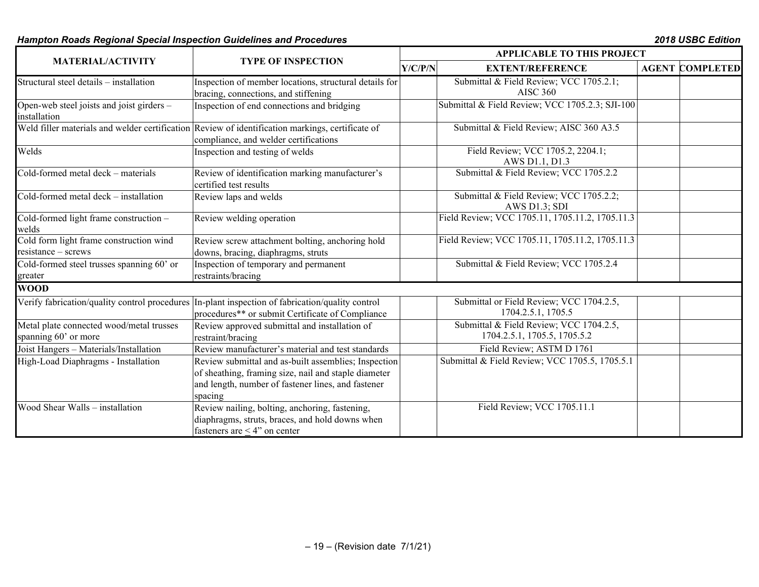| MATERIAL/ACTIVITY | TYPE OF INSPECTION | APPLICABLE TO THIS PROJECT | | | |
|---|---|---|---|---|---|
| | | Y/C/P/N | EXTENT/REFERENCE | AGENT | COMPLETED |
| Structural steel details – installation | Inspection of member locations, structural details for bracing, connections, and stiffening | | Submittal & Field Review; VCC 1705.2.1; AISC 360 | | |
| Open-web steel joists and joist girders – installation | Inspection of end connections and bridging | | Submittal & Field Review; VCC 1705.2.3; SJI-100 | | |
| Weld filler materials and welder certification | Review of identification markings, certificate of compliance, and welder certifications | | Submittal & Field Review; AISC 360 A3.5 | | |
| Welds | Inspection and testing of welds | | Field Review; VCC 1705.2, 2204.1; AWS D1.1, D1.3 | | |
| Cold-formed metal deck – materials | Review of identification marking manufacturer's certified test results | | Submittal & Field Review; VCC 1705.2.2 | | |
| Cold-formed metal deck – installation | Review laps and welds | | Submittal & Field Review; VCC 1705.2.2; AWS D1.3; SDI | | |
| Cold-formed light frame construction – welds | Review welding operation | | Field Review; VCC 1705.11, 1705.11.2, 1705.11.3 | | |
| Cold form light frame construction wind resistance – screws | Review screw attachment bolting, anchoring hold downs, bracing, diaphragms, struts | | Field Review; VCC 1705.11, 1705.11.2, 1705.11.3 | | |
| Cold-formed steel trusses spanning 60' or greater | Inspection of temporary and permanent restraints/bracing | | Submittal & Field Review; VCC 1705.2.4 | | |
| **WOOD** | | | | | |
| Verify fabrication/quality control procedures | In-plant inspection of fabrication/quality control procedures** or submit Certificate of Compliance | | Submittal or Field Review; VCC 1704.2.5, 1704.2.5.1, 1705.5 | | |
| Metal plate connected wood/metal trusses spanning 60' or more | Review approved submittal and installation of restraint/bracing | | Submittal & Field Review; VCC 1704.2.5, 1704.2.5.1, 1705.5, 1705.5.2 | | |
| Joist Hangers – Materials/Installation | Review manufacturer's material and test standards | | Field Review; ASTM D 1761 | | |
| High-Load Diaphragms - Installation | Review submittal and as-built assemblies; Inspection of sheathing, framing size, nail and staple diameter and length, number of fastener lines, and fastener spacing | | Submittal & Field Review; VCC 1705.5, 1705.5.1 | | |
| Wood Shear Walls – installation | Review nailing, bolting, anchoring, fastening, diaphragms, struts, braces, and hold downs when fasteners are ≤ 4" on center | | Field Review; VCC 1705.11.1 | | |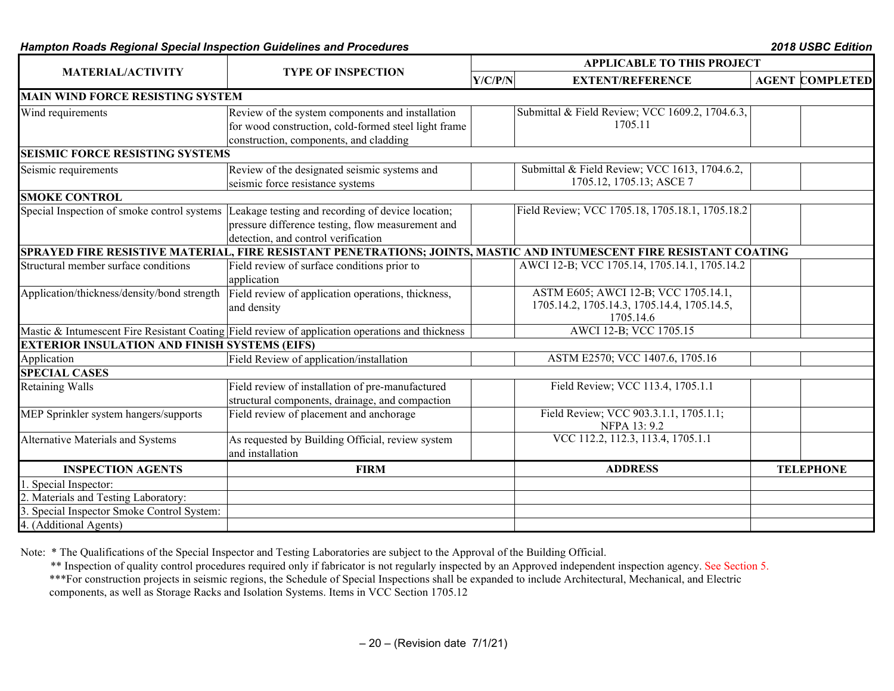| MATERIAL/ACTIVITY | TYPE OF INSPECTION | APPLICABLE TO THIS PROJECT | | | |
|---|---|---|---|---|---|
| | | Y/C/P/N | EXTENT/REFERENCE | AGENT | COMPLETED |
| **MAIN WIND FORCE RESISTING SYSTEM** | | | | | |
| Wind requirements | Review of the system components and installation for wood construction, cold-formed steel light frame construction, components, and cladding | | Submittal & Field Review; VCC 1609.2, 1704.6.3, 1705.11 | | |
| **SEISMIC FORCE RESISTING SYSTEMS** | | | | | |
| Seismic requirements | Review of the designated seismic systems and seismic force resistance systems | | Submittal & Field Review; VCC 1613, 1704.6.2, 1705.12, 1705.13; ASCE 7 | | |
| **SMOKE CONTROL** | | | | | |
| Special Inspection of smoke control systems | Leakage testing and recording of device location; pressure difference testing, flow measurement and detection, and control verification | | Field Review; VCC 1705.18, 1705.18.1, 1705.18.2 | | |
| **SPRAYED FIRE RESISTIVE MATERIAL, FIRE RESISTANT PENETRATIONS; JOINTS, MASTIC AND INTUMESCENT FIRE RESISTANT COATING** | | | | | |
| Structural member surface conditions | Field review of surface conditions prior to application | | AWCI 12-B; VCC 1705.14, 1705.14.1, 1705.14.2 | | |
| Application/thickness/density/bond strength | Field review of application operations, thickness, and density | | ASTM E605; AWCI 12-B; VCC 1705.14.1, 1705.14.2, 1705.14.3, 1705.14.4, 1705.14.5, 1705.14.6 | | |
| Mastic & Intumescent Fire Resistant Coating | Field review of application operations and thickness | | AWCI 12-B; VCC 1705.15 | | |
| **EXTERIOR INSULATION AND FINISH SYSTEMS (EIFS)** | | | | | |
| Application | Field Review of application/installation | | ASTM E2570; VCC 1407.6, 1705.16 | | |
| **SPECIAL CASES** | | | | | |
| Retaining Walls | Field review of installation of pre-manufactured structural components, drainage, and compaction | | Field Review; VCC 113.4, 1705.1.1 | | |
| MEP Sprinkler system hangers/supports | Field review of placement and anchorage | | Field Review; VCC 903.3.1.1, 1705.1.1; NFPA 13: 9.2 | | |
| Alternative Materials and Systems | As requested by Building Official, review system and installation | | VCC 112.2, 112.3, 113.4, 1705.1.1 | | |

| INSPECTION AGENTS | FIRM | ADDRESS | TELEPHONE |
|---|---|---|---|
| 1. Special Inspector: | | | |
| 2. Materials and Testing Laboratory: | | | |
| 3. Special Inspector Smoke Control System: | | | |
| 4. (Additional Agents) | | | |

Note: * The Qualifications of the Special Inspector and Testing Laboratories are subject to the Approval of the Building Official.

** Inspection of quality control procedures required only if fabricator is not regularly inspected by an Approved independent inspection agency. See Section 5.

***For construction projects in seismic regions, the Schedule of Special Inspections shall be expanded to include Architectural, Mechanical, and Electric components, as well as Storage Racks and Isolation Systems. Items in VCC Section 1705.12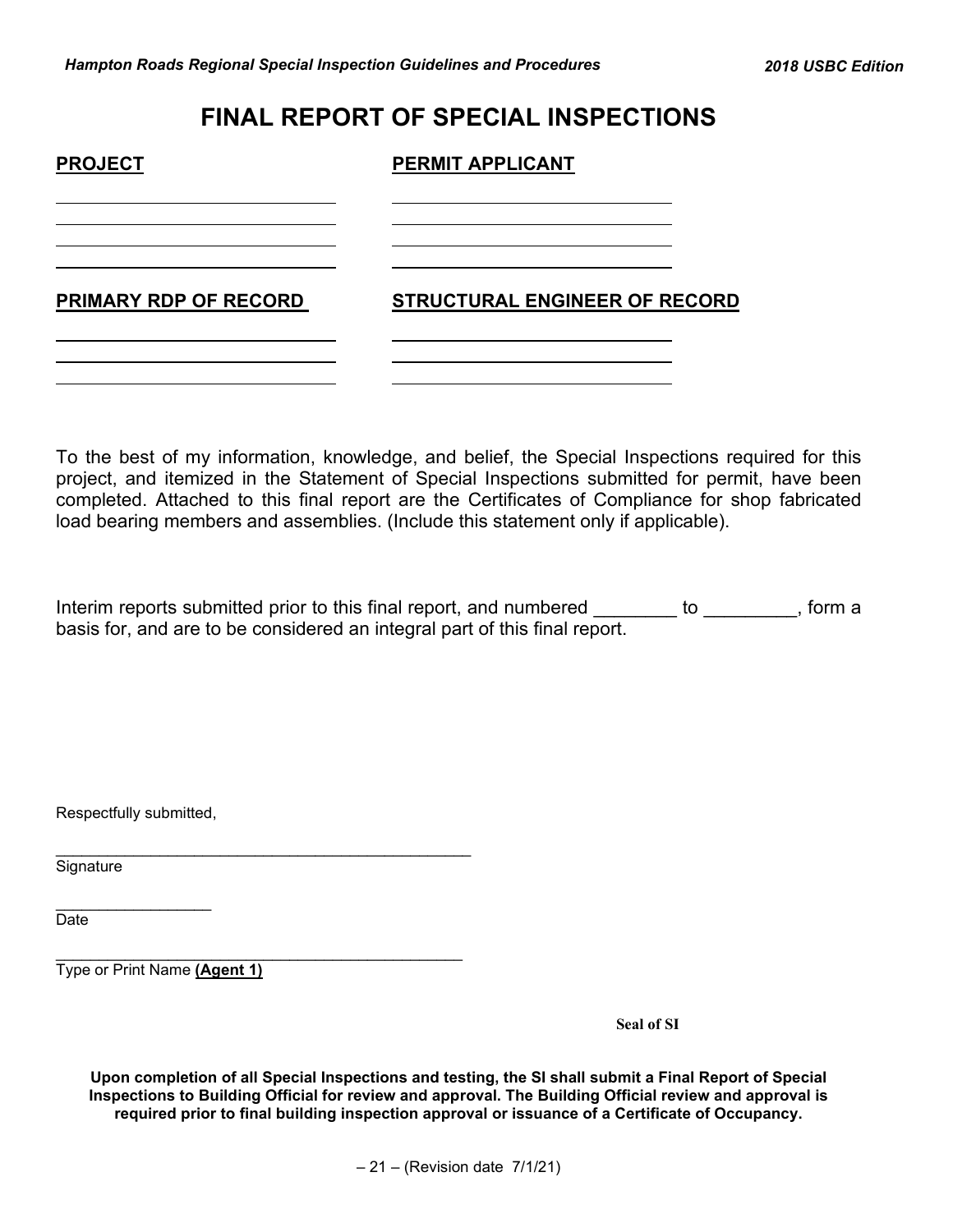# FINAL REPORT OF SPECIAL INSPECTIONS

**PROJECT**

______________________________
______________________________
______________________________
______________________________

**PERMIT APPLICANT**

______________________________
______________________________
______________________________
______________________________

**PRIMARY RDP OF RECORD**

______________________________
______________________________
______________________________

**STRUCTURAL ENGINEER OF RECORD**

______________________________
______________________________
______________________________

To the best of my information, knowledge, and belief, the Special Inspections required for this project, and itemized in the Statement of Special Inspections submitted for permit, have been completed. Attached to this final report are the Certificates of Compliance for shop fabricated load bearing members and assemblies. (Include this statement only if applicable).

Interim reports submitted prior to this final report, and numbered ________ to _________, form a basis for, and are to be considered an integral part of this final report.

Respectfully submitted,

_______________________________________________
Signature

__________________
Date

_______________________________________________
Type or Print Name **(Agent 1)**

**Seal of SI**

**Upon completion of all Special Inspections and testing, the SI shall submit a Final Report of Special Inspections to Building Official for review and approval. The Building Official review and approval is required prior to final building inspection approval or issuance of a Certificate of Occupancy.**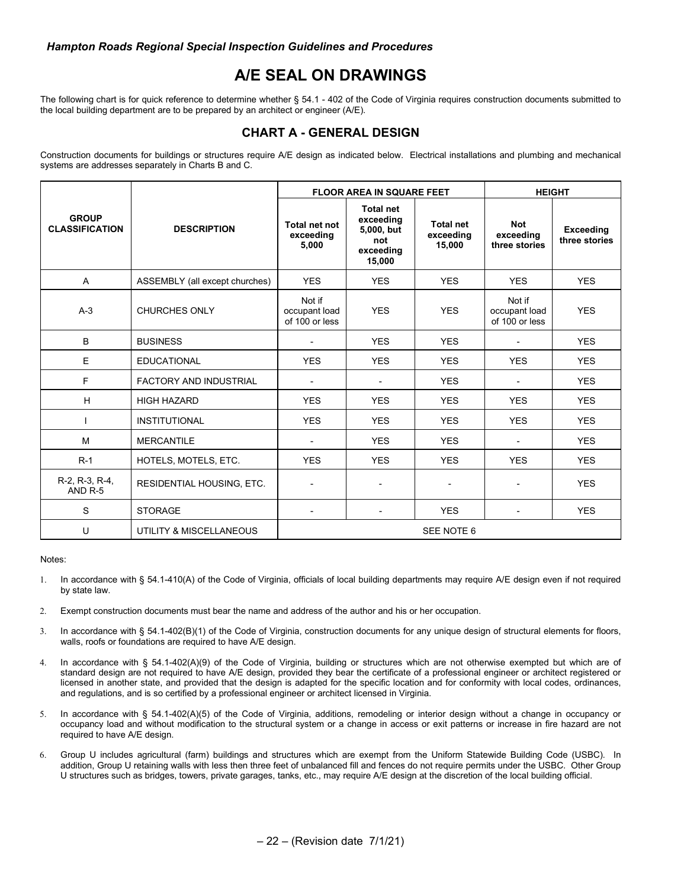# A/E SEAL ON DRAWINGS

The following chart is for quick reference to determine whether § 54.1 - 402 of the Code of Virginia requires construction documents submitted to the local building department are to be prepared by an architect or engineer (A/E).

## CHART A - GENERAL DESIGN

Construction documents for buildings or structures require A/E design as indicated below. Electrical installations and plumbing and mechanical systems are addresses separately in Charts B and C.

| GROUP CLASSIFICATION | DESCRIPTION | FLOOR AREA IN SQUARE FEET | | | HEIGHT | |
|---|---|---|---|---|---|---|
| | | Total net not exceeding 5,000 | Total net exceeding 5,000, but not exceeding 15,000 | Total net exceeding 15,000 | Not exceeding three stories | Exceeding three stories |
| A | ASSEMBLY (all except churches) | YES | YES | YES | YES | YES |
| A-3 | CHURCHES ONLY | Not if occupant load of 100 or less | YES | YES | Not if occupant load of 100 or less | YES |
| B | BUSINESS | - | YES | YES | - | YES |
| E | EDUCATIONAL | YES | YES | YES | YES | YES |
| F | FACTORY AND INDUSTRIAL | - | - | YES | - | YES |
| H | HIGH HAZARD | YES | YES | YES | YES | YES |
| I | INSTITUTIONAL | YES | YES | YES | YES | YES |
| M | MERCANTILE | - | YES | YES | - | YES |
| R-1 | HOTELS, MOTELS, ETC. | YES | YES | YES | YES | YES |
| R-2, R-3, R-4, AND R-5 | RESIDENTIAL HOUSING, ETC. | - | - | - | - | YES |
| S | STORAGE | - | - | YES | - | YES |
| U | UTILITY & MISCELLANEOUS | SEE NOTE 6 | | | | |

Notes:

1. In accordance with § 54.1-410(A) of the Code of Virginia, officials of local building departments may require A/E design even if not required by state law.
2. Exempt construction documents must bear the name and address of the author and his or her occupation.
3. In accordance with § 54.1-402(B)(1) of the Code of Virginia, construction documents for any unique design of structural elements for floors, walls, roofs or foundations are required to have A/E design.
4. In accordance with § 54.1-402(A)(9) of the Code of Virginia, building or structures which are not otherwise exempted but which are of standard design are not required to have A/E design, provided they bear the certificate of a professional engineer or architect registered or licensed in another state, and provided that the design is adapted for the specific location and for conformity with local codes, ordinances, and regulations, and is so certified by a professional engineer or architect licensed in Virginia.
5. In accordance with § 54.1-402(A)(5) of the Code of Virginia, additions, remodeling or interior design without a change in occupancy or occupancy load and without modification to the structural system or a change in access or exit patterns or increase in fire hazard are not required to have A/E design.
6. Group U includes agricultural (farm) buildings and structures which are exempt from the Uniform Statewide Building Code (USBC). In addition, Group U retaining walls with less then three feet of unbalanced fill and fences do not require permits under the USBC. Other Group U structures such as bridges, towers, private garages, tanks, etc., may require A/E design at the discretion of the local building official.